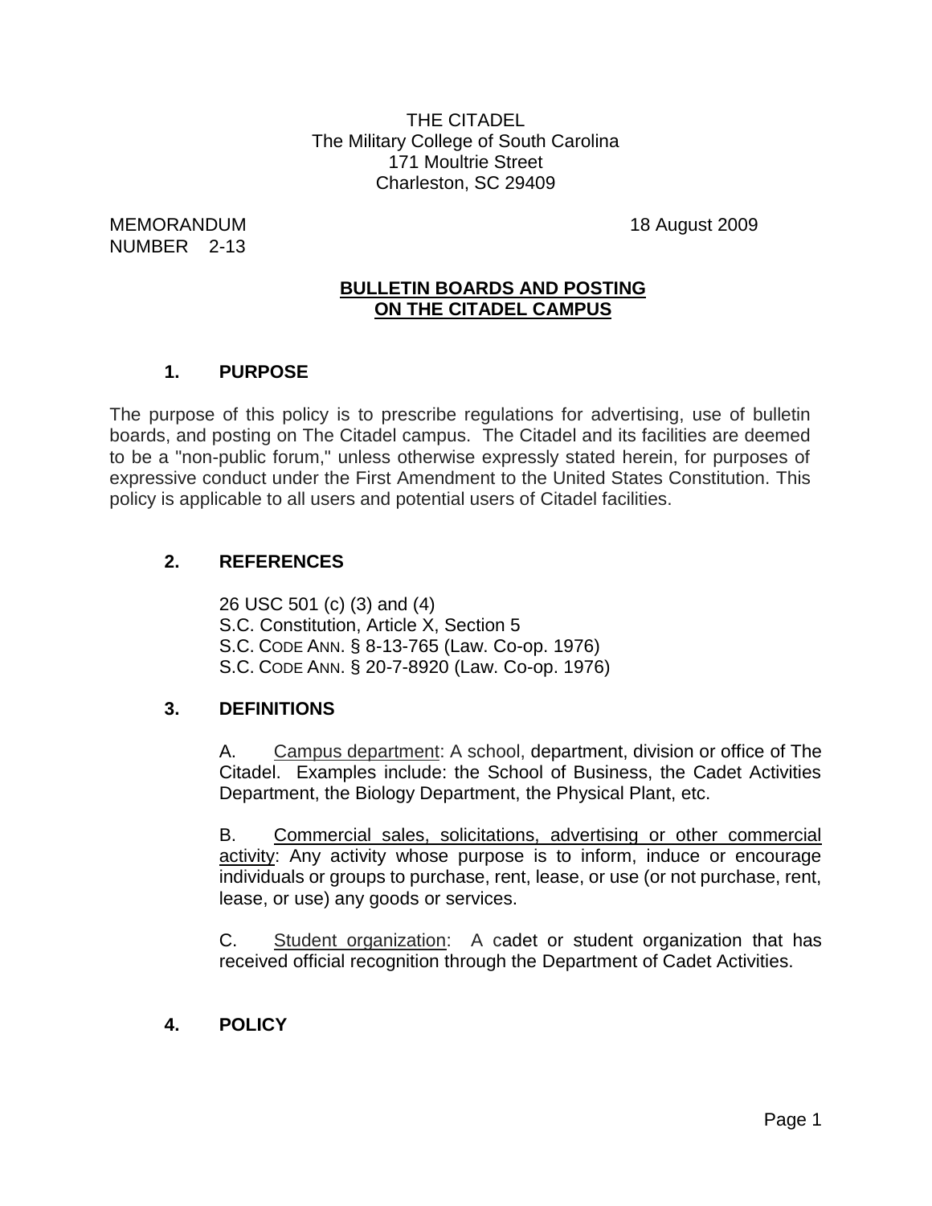THE CITADEL
The Military College of South Carolina
171 Moultrie Street
Charleston, SC 29409

MEMORANDUM
NUMBER 2-13

18 August 2009

# BULLETIN BOARDS AND POSTING ON THE CITADEL CAMPUS

## 1. PURPOSE

The purpose of this policy is to prescribe regulations for advertising, use of bulletin boards, and posting on The Citadel campus. The Citadel and its facilities are deemed to be a "non-public forum," unless otherwise expressly stated herein, for purposes of expressive conduct under the First Amendment to the United States Constitution. This policy is applicable to all users and potential users of Citadel facilities.

## 2. REFERENCES

26 USC 501 (c) (3) and (4)
S.C. Constitution, Article X, Section 5
S.C. CODE ANN. § 8-13-765 (Law. Co-op. 1976)
S.C. CODE ANN. § 20-7-8920 (Law. Co-op. 1976)

## 3. DEFINITIONS

A. Campus department: A school, department, division or office of The Citadel. Examples include: the School of Business, the Cadet Activities Department, the Biology Department, the Physical Plant, etc.

B. Commercial sales, solicitations, advertising or other commercial activity: Any activity whose purpose is to inform, induce or encourage individuals or groups to purchase, rent, lease, or use (or not purchase, rent, lease, or use) any goods or services.

C. Student organization: A cadet or student organization that has received official recognition through the Department of Cadet Activities.

## 4. POLICY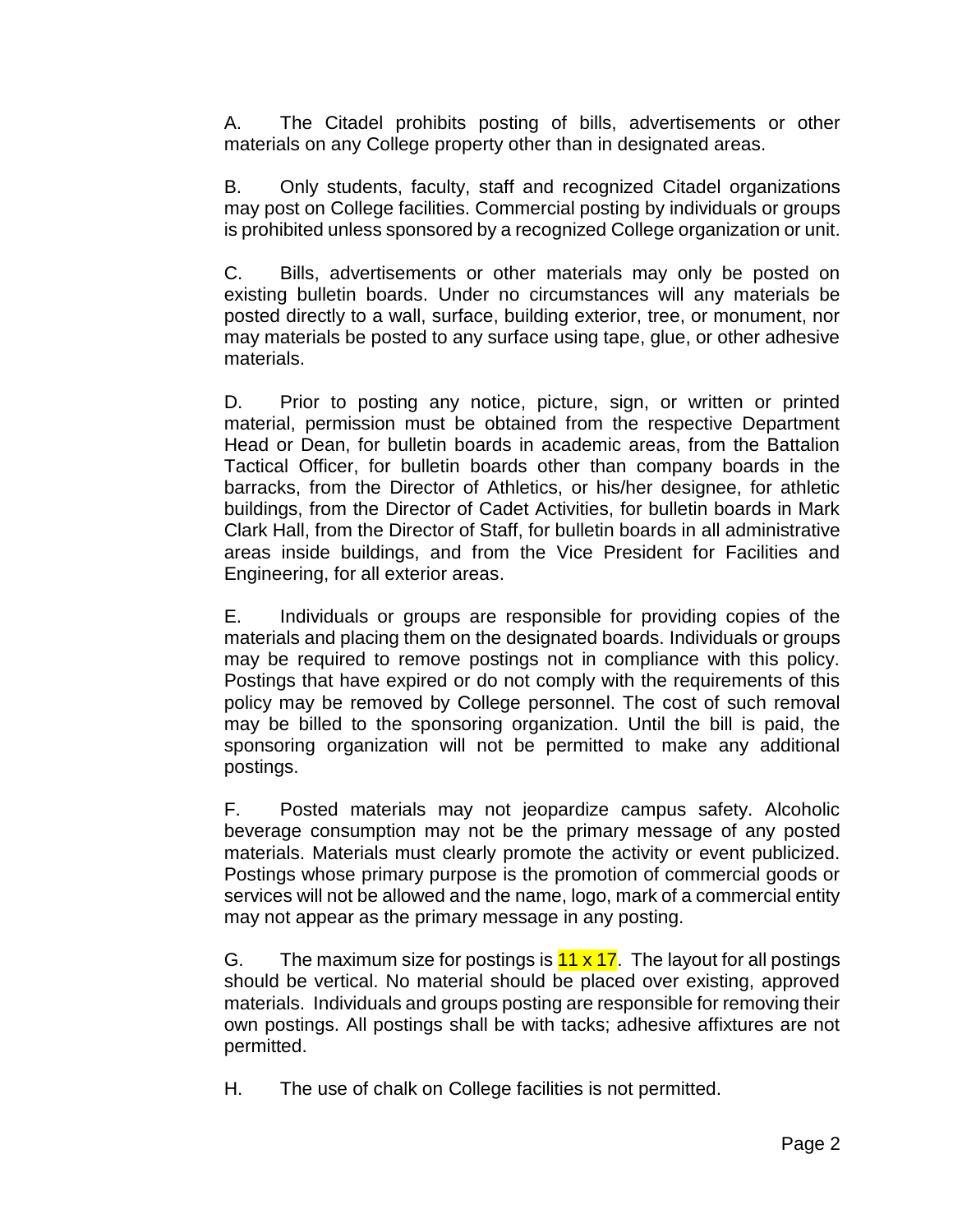A. The Citadel prohibits posting of bills, advertisements or other materials on any College property other than in designated areas.

B. Only students, faculty, staff and recognized Citadel organizations may post on College facilities. Commercial posting by individuals or groups is prohibited unless sponsored by a recognized College organization or unit.

C. Bills, advertisements or other materials may only be posted on existing bulletin boards. Under no circumstances will any materials be posted directly to a wall, surface, building exterior, tree, or monument, nor may materials be posted to any surface using tape, glue, or other adhesive materials.

D. Prior to posting any notice, picture, sign, or written or printed material, permission must be obtained from the respective Department Head or Dean, for bulletin boards in academic areas, from the Battalion Tactical Officer, for bulletin boards other than company boards in the barracks, from the Director of Athletics, or his/her designee, for athletic buildings, from the Director of Cadet Activities, for bulletin boards in Mark Clark Hall, from the Director of Staff, for bulletin boards in all administrative areas inside buildings, and from the Vice President for Facilities and Engineering, for all exterior areas.

E. Individuals or groups are responsible for providing copies of the materials and placing them on the designated boards. Individuals or groups may be required to remove postings not in compliance with this policy. Postings that have expired or do not comply with the requirements of this policy may be removed by College personnel. The cost of such removal may be billed to the sponsoring organization. Until the bill is paid, the sponsoring organization will not be permitted to make any additional postings.

F. Posted materials may not jeopardize campus safety. Alcoholic beverage consumption may not be the primary message of any posted materials. Materials must clearly promote the activity or event publicized. Postings whose primary purpose is the promotion of commercial goods or services will not be allowed and the name, logo, mark of a commercial entity may not appear as the primary message in any posting.

G. The maximum size for postings is 11 x 17. The layout for all postings should be vertical. No material should be placed over existing, approved materials. Individuals and groups posting are responsible for removing their own postings. All postings shall be with tacks; adhesive affixtures are not permitted.

H. The use of chalk on College facilities is not permitted.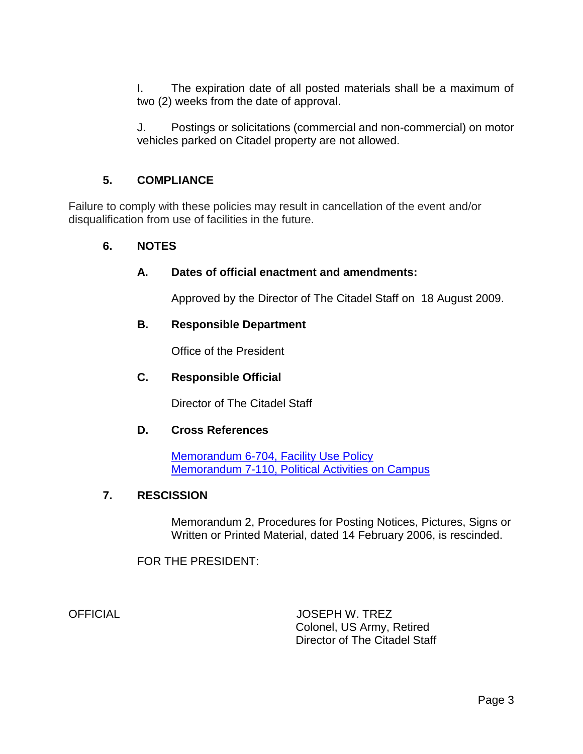I. The expiration date of all posted materials shall be a maximum of two (2) weeks from the date of approval.

J. Postings or solicitations (commercial and non-commercial) on motor vehicles parked on Citadel property are not allowed.

## 5. COMPLIANCE

Failure to comply with these policies may result in cancellation of the event and/or disqualification from use of facilities in the future.

## 6. NOTES

### A. Dates of official enactment and amendments:

Approved by the Director of The Citadel Staff on 18 August 2009.

### B. Responsible Department

Office of the President

### C. Responsible Official

Director of The Citadel Staff

### D. Cross References

Memorandum 6-704, Facility Use Policy
Memorandum 7-110, Political Activities on Campus

## 7. RESCISSION

Memorandum 2, Procedures for Posting Notices, Pictures, Signs or Written or Printed Material, dated 14 February 2006, is rescinded.

FOR THE PRESIDENT:

OFFICIAL

JOSEPH W. TREZ
Colonel, US Army, Retired
Director of The Citadel Staff